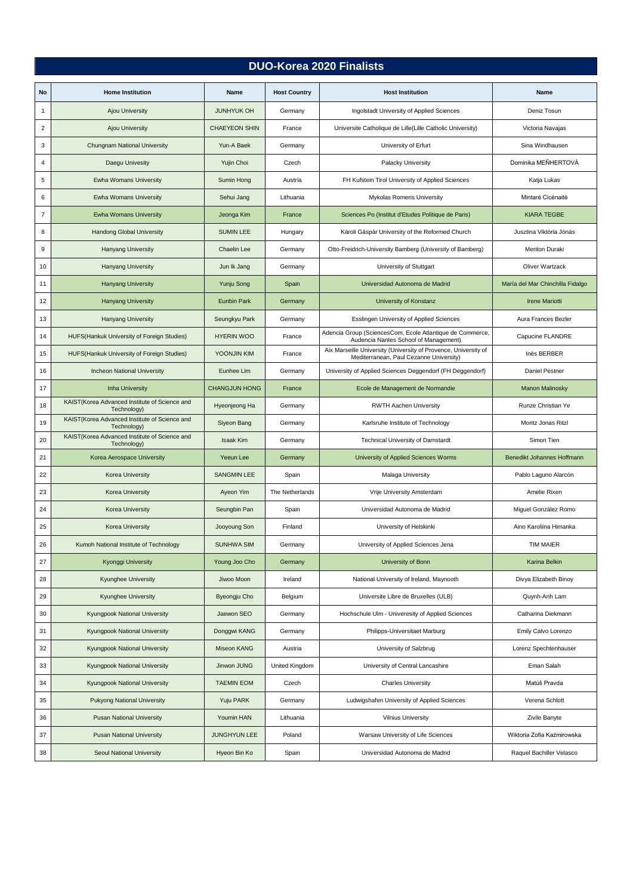# DUO-Korea 2020 Finalists

| No | Home Institution | Name | Host Country | Host Institution | Name |
|---|---|---|---|---|---|
| 1 | Ajou University | JUNHYUK OH | Germany | Ingolstadt University of Applied Sciences | Deniz Tosun |
| 2 | Ajou University | CHAEYEON SHIN | France | Universite Catholique de Lille(Lille Catholic University) | Victoria Navajas |
| 3 | Chungnam National University | Yun-A Baek | Germany | University of Erfurt | Sina Windhausen |
| 4 | Daegu Univesity | Yujin Choi | Czech | Palacky University | Dominika MEŇHERTOVÁ |
| 5 | Ewha Womans University | Sumin Hong | Austria | FH Kufstein Tirol University of Applied Sciences | Katja Lukas |
| 6 | Ewha Womans University | Sehui Jang | Lithuania | Mykolas Romeris University | Mintarė Cicėnaitė |
| 7 | Ewha Womans University | Jeonga Kim | France | Sciences Po (Institut d'Etudes Politique de Paris) | KIARA TEGBE |
| 8 | Handong Global University | SUMIN LEE | Hungary | Károli Gáspár University of the Reformed Church | Jusztina Viktória Jónás |
| 9 | Hanyang University | Chaelin Lee | Germany | Otto-Freidrich-University Bamberg (University of Bamberg) | Meriton Duraki |
| 10 | Hanyang University | Jun Ik Jang | Germany | University of Stuttgart | Oliver Wartzack |
| 11 | Hanyang University | Yunju Song | Spain | Universidad Autonoma de Madrid | María del Mar Chinchilla Fidalgo |
| 12 | Hanyang University | Eunbin Park | Germany | University of Konstanz | Irene Mariotti |
| 13 | Hanyang University | Seungkyu Park | Germany | Esslingen University of Applied Sciences | Aura Frances Bezler |
| 14 | HUFS(Hankuk University of Foreign Studies) | HYERIN WOO | France | Adencia Group (SciencesCom, Ecole Atlantique de Commerce, Audencia Nantes School of Management) | Capucine FLANDRE |
| 15 | HUFS(Hankuk University of Foreign Studies) | YOONJIN KIM | France | Aix Marseille University (University of Provence, University of Mediterranean, Paul Cezanne University) | Inès BERBER |
| 16 | Incheon National University | Eunhee Lim | Germany | University of Applied Sciences Deggendorf (FH Deggendorf) | Daniel Pestner |
| 17 | Inha University | CHANGJUN HONG | France | Ecole de Management de Normandie | Manon Malinosky |
| 18 | KAIST(Korea Advanced Institute of Science and Technology) | Hyeonjeong Ha | Germany | RWTH Aachen University | Runze Christian Ye |
| 19 | KAIST(Korea Advanced Institute of Science and Technology) | Siyeon Bang | Germany | Karlsruhe Institute of Technology | Moritz Jonas Ritzl |
| 20 | KAIST(Korea Advanced Institute of Science and Technology) | Isaak Kim | Germany | Technical University of Damstardt | Simon Tien |
| 21 | Korea Aerospace University | Yeeun Lee | Germany | University of Applied Sciences Worms | Benedikt Johannes Hoffmann |
| 22 | Korea University | SANGMIN LEE | Spain | Malaga University | Pablo Laguno Alarcón |
| 23 | Korea University | Ayeon Yim | The Netherlands | Vrije University Amsterdam | Amelie Rixen |
| 24 | Korea University | Seungbin Pan | Spain | Universidad Autonoma de Madrid | Miguel González Romo |
| 25 | Korea University | Jooyoung Son | Finland | University of Helskinki | Aino Karoliina Himanka |
| 26 | Kumoh National Institute of Technology | SUNHWA SIM | Germany | University of Applied Sciences Jena | TIM MAIER |
| 27 | Kyonggi University | Young Joo Cho | Germany | University of Bonn | Karina Belkin |
| 28 | Kyunghee University | Jiwoo Moon | Ireland | National University of Ireland, Maynooth | Divya Elizabeth Binoy |
| 29 | Kyunghee University | Byeongju Cho | Belgium | Universite Libre de Bruxelles (ULB) | Quynh-Anh Lam |
| 30 | Kyungpook National University | Jaewon SEO | Germany | Hochschule Ulm - Univeresity of Applied Sciences | Catharina Diekmann |
| 31 | Kyungpook National University | Donggwi KANG | Germany | Philipps-Universitaet Marburg | Emily Calvo Lorenzo |
| 32 | Kyungpook National University | Miseon KANG | Austria | University of Salzbrug | Lorenz Spechtenhauser |
| 33 | Kyungpook National University | Jinwon JUNG | United Kingdom | University of Central Lancashire | Eman Salah |
| 34 | Kyungpook National University | TAEMIN EOM | Czech | Charles University | Matúš Pravda |
| 35 | Pukyong National University | Yuju PARK | Germany | Ludwigshafen University of Applied Sciences | Verena Schlott |
| 36 | Pusan National University | Youmin HAN | Lithuania | Vilnius University | Zivile Banyte |
| 37 | Pusan National University | JUNGHYUN LEE | Poland | Warsaw University of Life Sciences | Wiktoria Zofia Kaźmirowska |
| 38 | Seoul National University | Hyeon Bin Ko | Spain | Universidad Autonoma de Madrid | Raquel Bachiller Velasco |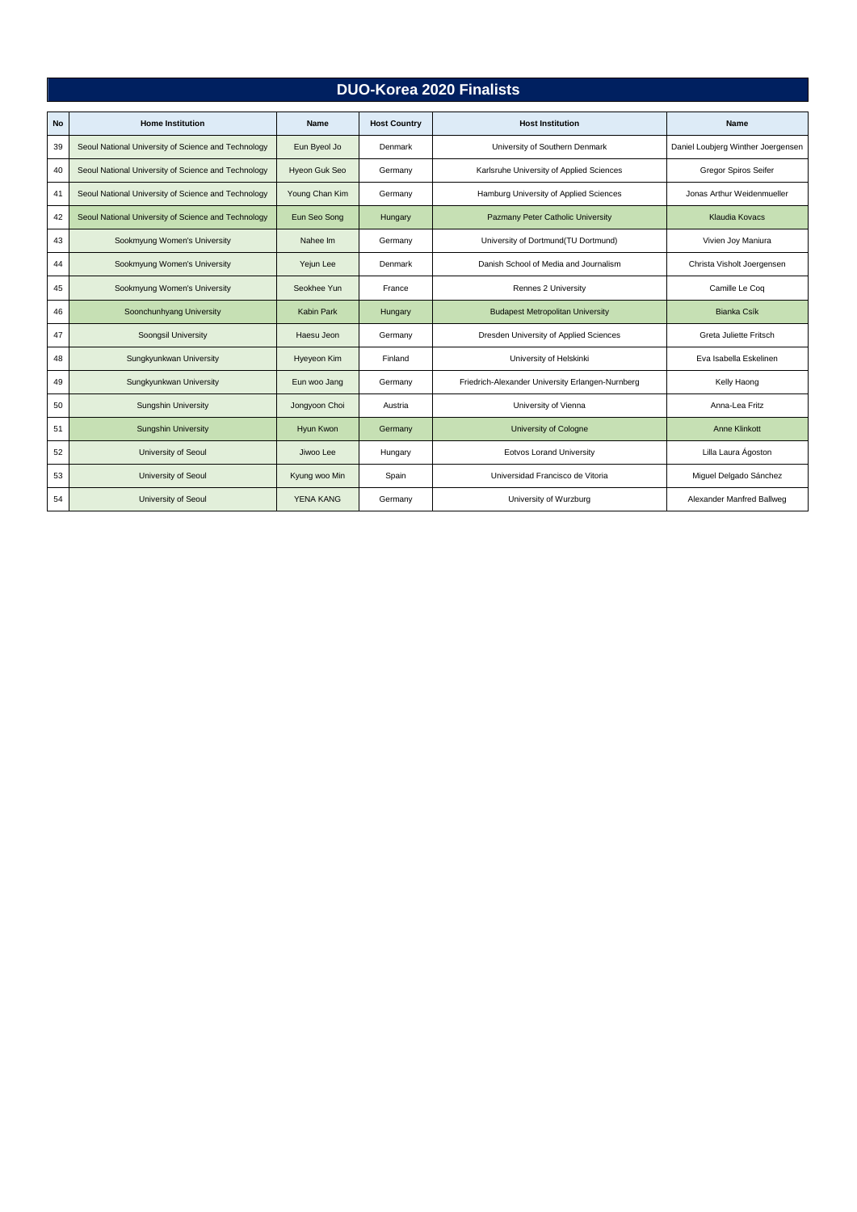# DUO-Korea 2020 Finalists

| No | Home Institution | Name | Host Country | Host Institution | Name |
|---|---|---|---|---|---|
| 39 | Seoul National University of Science and Technology | Eun Byeol Jo | Denmark | University of Southern Denmark | Daniel Loubjerg Winther Joergensen |
| 40 | Seoul National University of Science and Technology | Hyeon Guk Seo | Germany | Karlsruhe University of Applied Sciences | Gregor Spiros Seifer |
| 41 | Seoul National University of Science and Technology | Young Chan Kim | Germany | Hamburg University of Applied Sciences | Jonas Arthur Weidenmueller |
| 42 | Seoul National University of Science and Technology | Eun Seo Song | Hungary | Pazmany Peter Catholic University | Klaudia Kovacs |
| 43 | Sookmyung Women's University | Nahee Im | Germany | University of Dortmund(TU Dortmund) | Vivien Joy Maniura |
| 44 | Sookmyung Women's University | Yejun Lee | Denmark | Danish School of Media and Journalism | Christa Visholt Joergensen |
| 45 | Sookmyung Women's University | Seokhee Yun | France | Rennes 2 University | Camille Le Coq |
| 46 | Soonchunhyang University | Kabin Park | Hungary | Budapest Metropolitan University | Bianka Csík |
| 47 | Soongsil University | Haesu Jeon | Germany | Dresden University of Applied Sciences | Greta Juliette Fritsch |
| 48 | Sungkyunkwan University | Hyeyeon Kim | Finland | University of Helskinki | Eva Isabella Eskelinen |
| 49 | Sungkyunkwan University | Eun woo Jang | Germany | Friedrich-Alexander University Erlangen-Nurnberg | Kelly Haong |
| 50 | Sungshin University | Jongyoon Choi | Austria | University of Vienna | Anna-Lea Fritz |
| 51 | Sungshin University | Hyun Kwon | Germany | University of Cologne | Anne Klinkott |
| 52 | University of Seoul | Jiwoo Lee | Hungary | Eotvos Lorand University | Lilla Laura Ágoston |
| 53 | University of Seoul | Kyung woo Min | Spain | Universidad Francisco de Vitoria | Miguel Delgado Sánchez |
| 54 | University of Seoul | YENA KANG | Germany | University of Wurzburg | Alexander Manfred Ballweg |